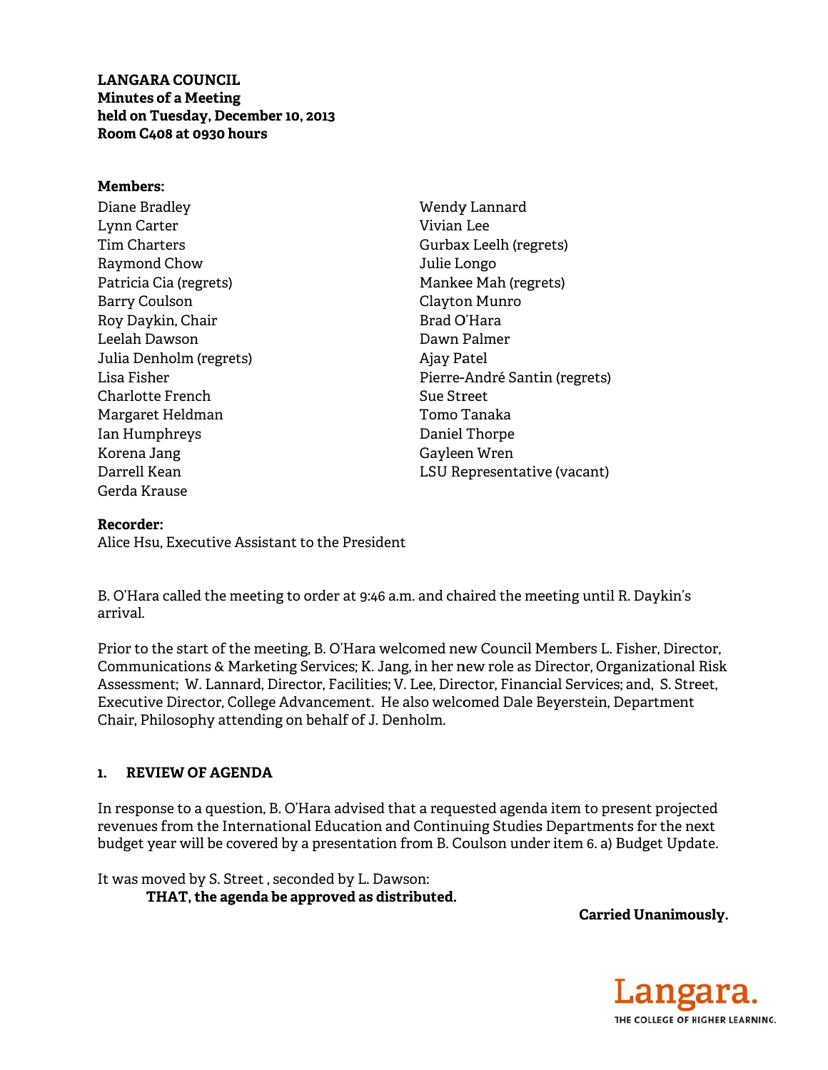**LANGARA COUNCIL**
**Minutes of a Meeting**
**held on Tuesday, December 10, 2013**
**Room C408 at 0930 hours**

**Members:**

Diane Bradley
Lynn Carter
Tim Charters
Raymond Chow
Patricia Cia (regrets)
Barry Coulson
Roy Daykin, Chair
Leelah Dawson
Julia Denholm (regrets)
Lisa Fisher
Charlotte French
Margaret Heldman
Ian Humphreys
Korena Jang
Darrell Kean
Gerda Krause
Wendy Lannard
Vivian Lee
Gurbax Leelh (regrets)
Julie Longo
Mankee Mah (regrets)
Clayton Munro
Brad O'Hara
Dawn Palmer
Ajay Patel
Pierre-André Santin (regrets)
Sue Street
Tomo Tanaka
Daniel Thorpe
Gayleen Wren
LSU Representative (vacant)

**Recorder:**
Alice Hsu, Executive Assistant to the President

B. O'Hara called the meeting to order at 9:46 a.m. and chaired the meeting until R. Daykin's arrival.

Prior to the start of the meeting, B. O'Hara welcomed new Council Members L. Fisher, Director, Communications & Marketing Services; K. Jang, in her new role as Director, Organizational Risk Assessment; W. Lannard, Director, Facilities; V. Lee, Director, Financial Services; and, S. Street, Executive Director, College Advancement. He also welcomed Dale Beyerstein, Department Chair, Philosophy attending on behalf of J. Denholm.

## 1. REVIEW OF AGENDA

In response to a question, B. O'Hara advised that a requested agenda item to present projected revenues from the International Education and Continuing Studies Departments for the next budget year will be covered by a presentation from B. Coulson under item 6. a) Budget Update.

It was moved by S. Street , seconded by L. Dawson:

**THAT, the agenda be approved as distributed.**

**Carried Unanimously.**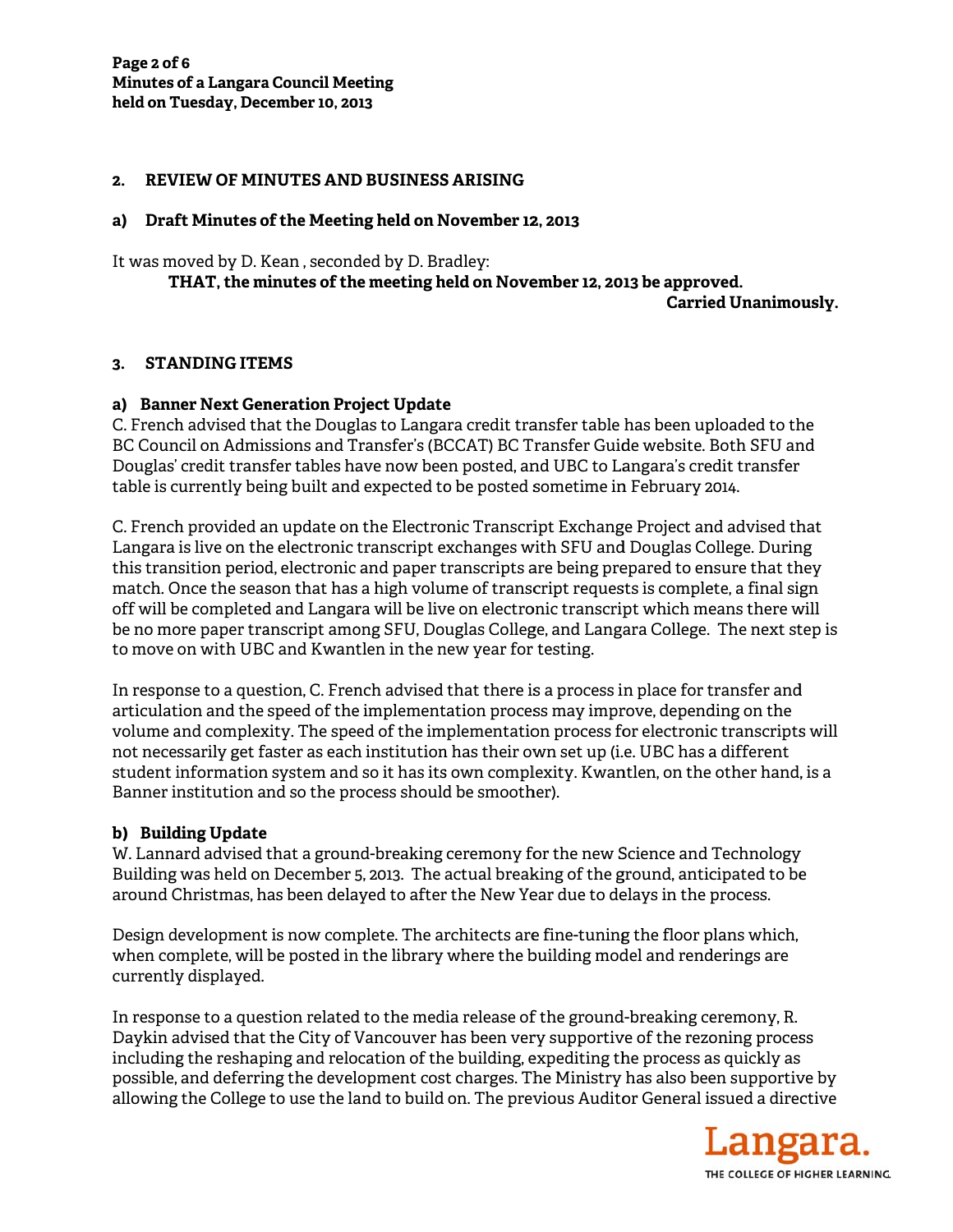## 2. REVIEW OF MINUTES AND BUSINESS ARISING

### a) Draft Minutes of the Meeting held on November 12, 2013

It was moved by D. Kean , seconded by D. Bradley:

**THAT, the minutes of the meeting held on November 12, 2013 be approved.**

**Carried Unanimously.**

## 3. STANDING ITEMS

### a) Banner Next Generation Project Update

C. French advised that the Douglas to Langara credit transfer table has been uploaded to the BC Council on Admissions and Transfer's (BCCAT) BC Transfer Guide website. Both SFU and Douglas' credit transfer tables have now been posted, and UBC to Langara's credit transfer table is currently being built and expected to be posted sometime in February 2014.

C. French provided an update on the Electronic Transcript Exchange Project and advised that Langara is live on the electronic transcript exchanges with SFU and Douglas College. During this transition period, electronic and paper transcripts are being prepared to ensure that they match. Once the season that has a high volume of transcript requests is complete, a final sign off will be completed and Langara will be live on electronic transcript which means there will be no more paper transcript among SFU, Douglas College, and Langara College. The next step is to move on with UBC and Kwantlen in the new year for testing.

In response to a question, C. French advised that there is a process in place for transfer and articulation and the speed of the implementation process may improve, depending on the volume and complexity. The speed of the implementation process for electronic transcripts will not necessarily get faster as each institution has their own set up (i.e. UBC has a different student information system and so it has its own complexity. Kwantlen, on the other hand, is a Banner institution and so the process should be smoother).

### b) Building Update

W. Lannard advised that a ground-breaking ceremony for the new Science and Technology Building was held on December 5, 2013. The actual breaking of the ground, anticipated to be around Christmas, has been delayed to after the New Year due to delays in the process.

Design development is now complete. The architects are fine-tuning the floor plans which, when complete, will be posted in the library where the building model and renderings are currently displayed.

In response to a question related to the media release of the ground-breaking ceremony, R. Daykin advised that the City of Vancouver has been very supportive of the rezoning process including the reshaping and relocation of the building, expediting the process as quickly as possible, and deferring the development cost charges. The Ministry has also been supportive by allowing the College to use the land to build on. The previous Auditor General issued a directive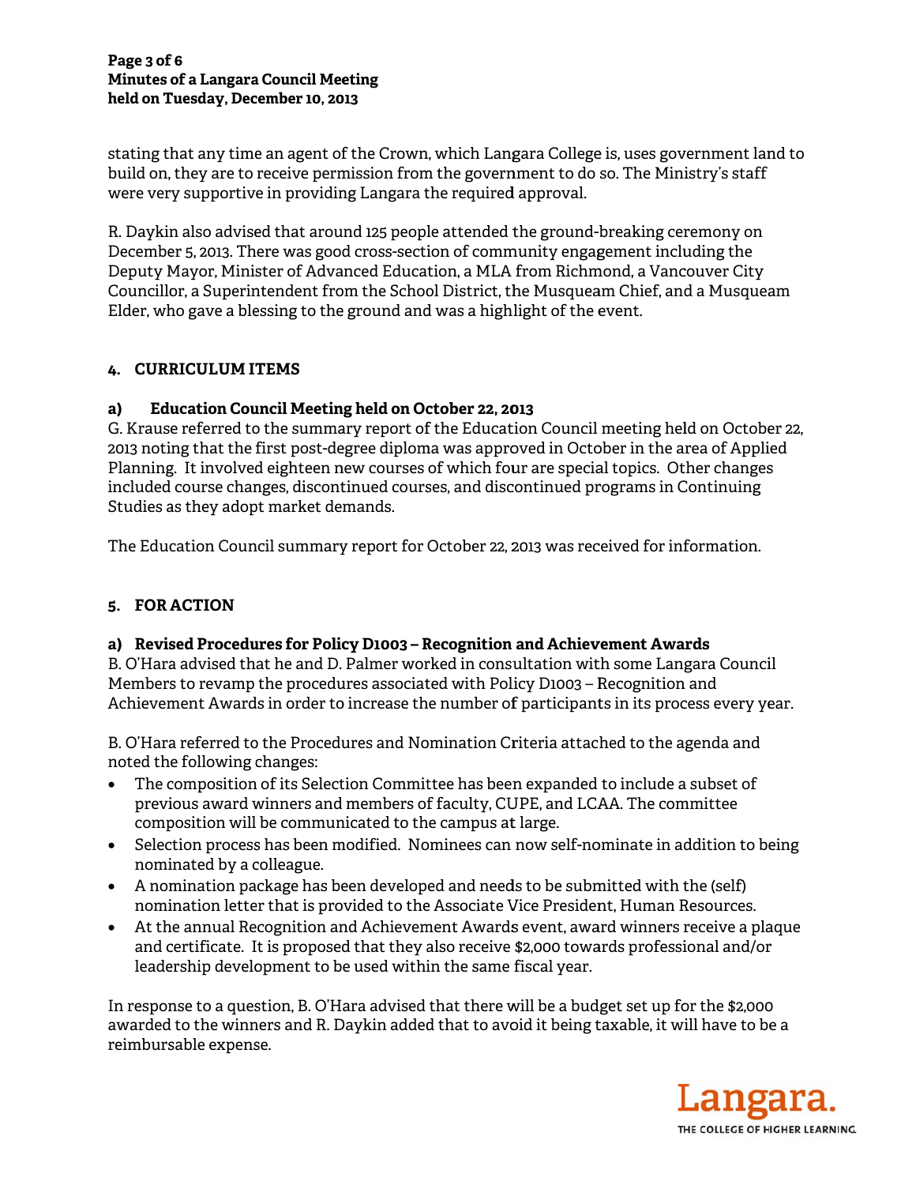stating that any time an agent of the Crown, which Langara College is, uses government land to build on, they are to receive permission from the government to do so. The Ministry's staff were very supportive in providing Langara the required approval.

R. Daykin also advised that around 125 people attended the ground-breaking ceremony on December 5, 2013. There was good cross-section of community engagement including the Deputy Mayor, Minister of Advanced Education, a MLA from Richmond, a Vancouver City Councillor, a Superintendent from the School District, the Musqueam Chief, and a Musqueam Elder, who gave a blessing to the ground and was a highlight of the event.

## 4. CURRICULUM ITEMS

### a) Education Council Meeting held on October 22, 2013

G. Krause referred to the summary report of the Education Council meeting held on October 22, 2013 noting that the first post-degree diploma was approved in October in the area of Applied Planning. It involved eighteen new courses of which four are special topics. Other changes included course changes, discontinued courses, and discontinued programs in Continuing Studies as they adopt market demands.

The Education Council summary report for October 22, 2013 was received for information.

## 5. FOR ACTION

### a) Revised Procedures for Policy D1003 – Recognition and Achievement Awards

B. O'Hara advised that he and D. Palmer worked in consultation with some Langara Council Members to revamp the procedures associated with Policy D1003 – Recognition and Achievement Awards in order to increase the number of participants in its process every year.

B. O'Hara referred to the Procedures and Nomination Criteria attached to the agenda and noted the following changes:

- The composition of its Selection Committee has been expanded to include a subset of previous award winners and members of faculty, CUPE, and LCAA. The committee composition will be communicated to the campus at large.
- Selection process has been modified. Nominees can now self-nominate in addition to being nominated by a colleague.
- A nomination package has been developed and needs to be submitted with the (self) nomination letter that is provided to the Associate Vice President, Human Resources.
- At the annual Recognition and Achievement Awards event, award winners receive a plaque and certificate. It is proposed that they also receive $2,000 towards professional and/or leadership development to be used within the same fiscal year.

In response to a question, B. O'Hara advised that there will be a budget set up for the $2,000 awarded to the winners and R. Daykin added that to avoid it being taxable, it will have to be a reimbursable expense.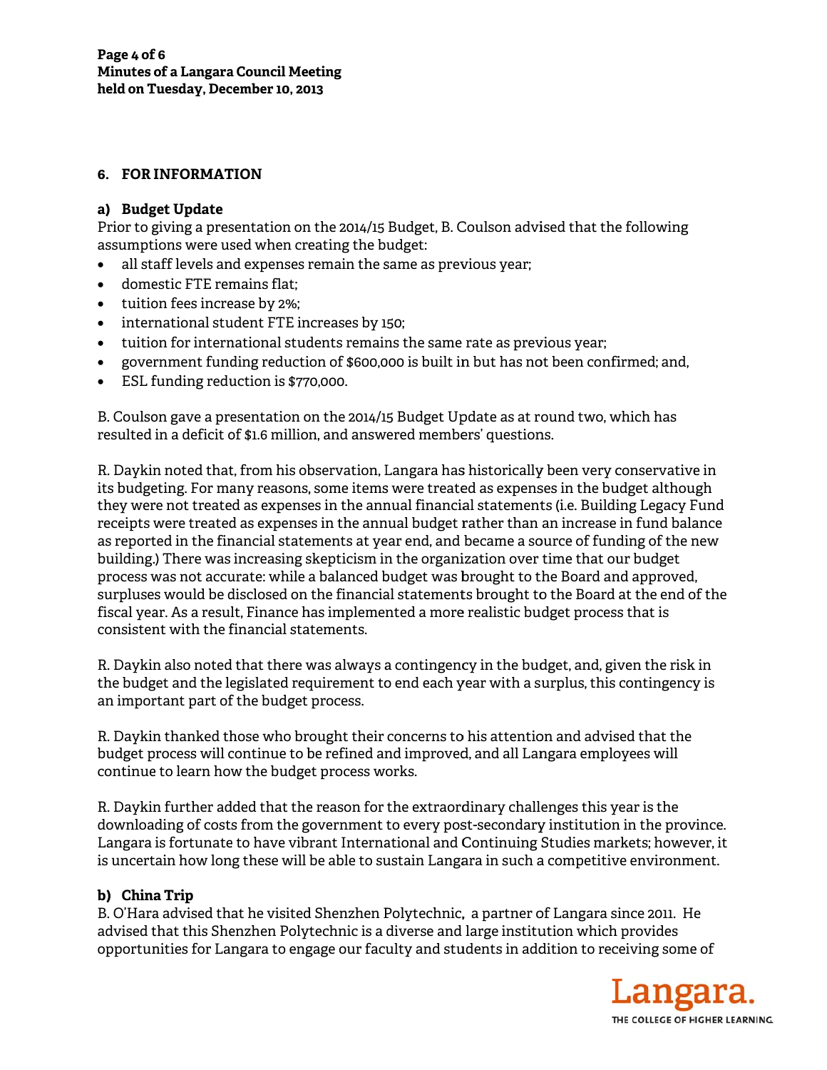## 6. FOR INFORMATION

### a) Budget Update

Prior to giving a presentation on the 2014/15 Budget, B. Coulson advised that the following assumptions were used when creating the budget:

- all staff levels and expenses remain the same as previous year;
- domestic FTE remains flat;
- tuition fees increase by 2%;
- international student FTE increases by 150;
- tuition for international students remains the same rate as previous year;
- government funding reduction of $600,000 is built in but has not been confirmed; and,
- ESL funding reduction is $770,000.

B. Coulson gave a presentation on the 2014/15 Budget Update as at round two, which has resulted in a deficit of $1.6 million, and answered members' questions.

R. Daykin noted that, from his observation, Langara has historically been very conservative in its budgeting. For many reasons, some items were treated as expenses in the budget although they were not treated as expenses in the annual financial statements (i.e. Building Legacy Fund receipts were treated as expenses in the annual budget rather than an increase in fund balance as reported in the financial statements at year end, and became a source of funding of the new building.) There was increasing skepticism in the organization over time that our budget process was not accurate: while a balanced budget was brought to the Board and approved, surpluses would be disclosed on the financial statements brought to the Board at the end of the fiscal year. As a result, Finance has implemented a more realistic budget process that is consistent with the financial statements.

R. Daykin also noted that there was always a contingency in the budget, and, given the risk in the budget and the legislated requirement to end each year with a surplus, this contingency is an important part of the budget process.

R. Daykin thanked those who brought their concerns to his attention and advised that the budget process will continue to be refined and improved, and all Langara employees will continue to learn how the budget process works.

R. Daykin further added that the reason for the extraordinary challenges this year is the downloading of costs from the government to every post-secondary institution in the province. Langara is fortunate to have vibrant International and Continuing Studies markets; however, it is uncertain how long these will be able to sustain Langara in such a competitive environment.

### b) China Trip

B. O'Hara advised that he visited Shenzhen Polytechnic, a partner of Langara since 2011. He advised that this Shenzhen Polytechnic is a diverse and large institution which provides opportunities for Langara to engage our faculty and students in addition to receiving some of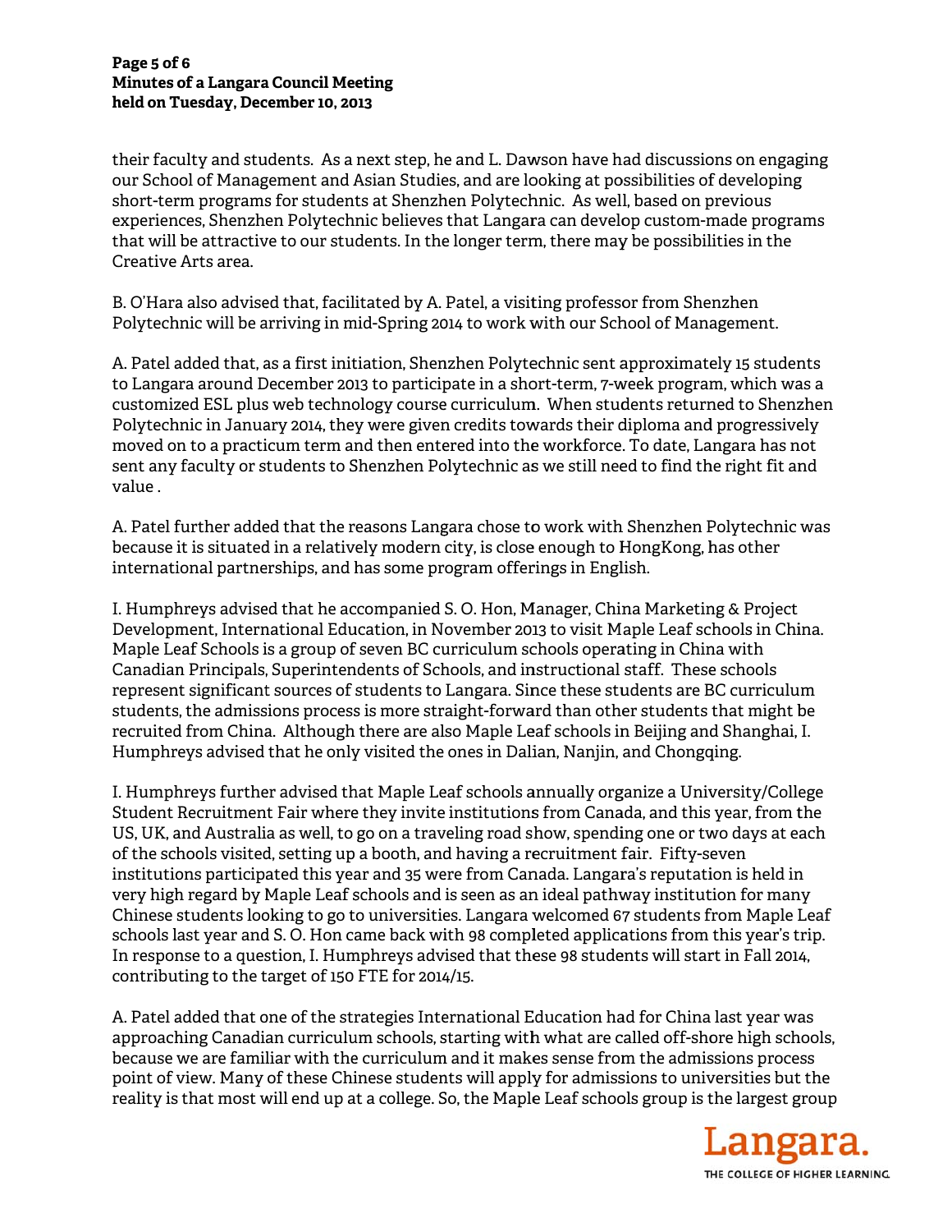their faculty and students. As a next step, he and L. Dawson have had discussions on engaging our School of Management and Asian Studies, and are looking at possibilities of developing short-term programs for students at Shenzhen Polytechnic. As well, based on previous experiences, Shenzhen Polytechnic believes that Langara can develop custom-made programs that will be attractive to our students. In the longer term, there may be possibilities in the Creative Arts area.

B. O'Hara also advised that, facilitated by A. Patel, a visiting professor from Shenzhen Polytechnic will be arriving in mid-Spring 2014 to work with our School of Management.

A. Patel added that, as a first initiation, Shenzhen Polytechnic sent approximately 15 students to Langara around December 2013 to participate in a short-term, 7-week program, which was a customized ESL plus web technology course curriculum. When students returned to Shenzhen Polytechnic in January 2014, they were given credits towards their diploma and progressively moved on to a practicum term and then entered into the workforce. To date, Langara has not sent any faculty or students to Shenzhen Polytechnic as we still need to find the right fit and value .

A. Patel further added that the reasons Langara chose to work with Shenzhen Polytechnic was because it is situated in a relatively modern city, is close enough to HongKong, has other international partnerships, and has some program offerings in English.

I. Humphreys advised that he accompanied S. O. Hon, Manager, China Marketing & Project Development, International Education, in November 2013 to visit Maple Leaf schools in China. Maple Leaf Schools is a group of seven BC curriculum schools operating in China with Canadian Principals, Superintendents of Schools, and instructional staff. These schools represent significant sources of students to Langara. Since these students are BC curriculum students, the admissions process is more straight-forward than other students that might be recruited from China. Although there are also Maple Leaf schools in Beijing and Shanghai, I. Humphreys advised that he only visited the ones in Dalian, Nanjin, and Chongqing.

I. Humphreys further advised that Maple Leaf schools annually organize a University/College Student Recruitment Fair where they invite institutions from Canada, and this year, from the US, UK, and Australia as well, to go on a traveling road show, spending one or two days at each of the schools visited, setting up a booth, and having a recruitment fair. Fifty-seven institutions participated this year and 35 were from Canada. Langara's reputation is held in very high regard by Maple Leaf schools and is seen as an ideal pathway institution for many Chinese students looking to go to universities. Langara welcomed 67 students from Maple Leaf schools last year and S. O. Hon came back with 98 completed applications from this year's trip. In response to a question, I. Humphreys advised that these 98 students will start in Fall 2014, contributing to the target of 150 FTE for 2014/15.

A. Patel added that one of the strategies International Education had for China last year was approaching Canadian curriculum schools, starting with what are called off-shore high schools, because we are familiar with the curriculum and it makes sense from the admissions process point of view. Many of these Chinese students will apply for admissions to universities but the reality is that most will end up at a college. So, the Maple Leaf schools group is the largest group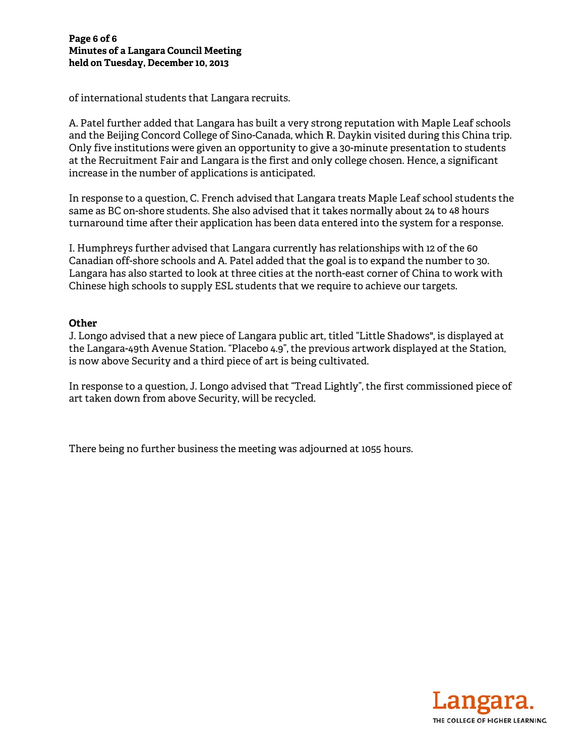of international students that Langara recruits.

A. Patel further added that Langara has built a very strong reputation with Maple Leaf schools and the Beijing Concord College of Sino-Canada, which R. Daykin visited during this China trip. Only five institutions were given an opportunity to give a 30-minute presentation to students at the Recruitment Fair and Langara is the first and only college chosen. Hence, a significant increase in the number of applications is anticipated.

In response to a question, C. French advised that Langara treats Maple Leaf school students the same as BC on-shore students. She also advised that it takes normally about 24 to 48 hours turnaround time after their application has been data entered into the system for a response.

I. Humphreys further advised that Langara currently has relationships with 12 of the 60 Canadian off-shore schools and A. Patel added that the goal is to expand the number to 30. Langara has also started to look at three cities at the north-east corner of China to work with Chinese high schools to supply ESL students that we require to achieve our targets.

**Other**

J. Longo advised that a new piece of Langara public art, titled "Little Shadows", is displayed at the Langara-49th Avenue Station. "Placebo 4.9", the previous artwork displayed at the Station, is now above Security and a third piece of art is being cultivated.

In response to a question, J. Longo advised that "Tread Lightly", the first commissioned piece of art taken down from above Security, will be recycled.

There being no further business the meeting was adjourned at 1055 hours.